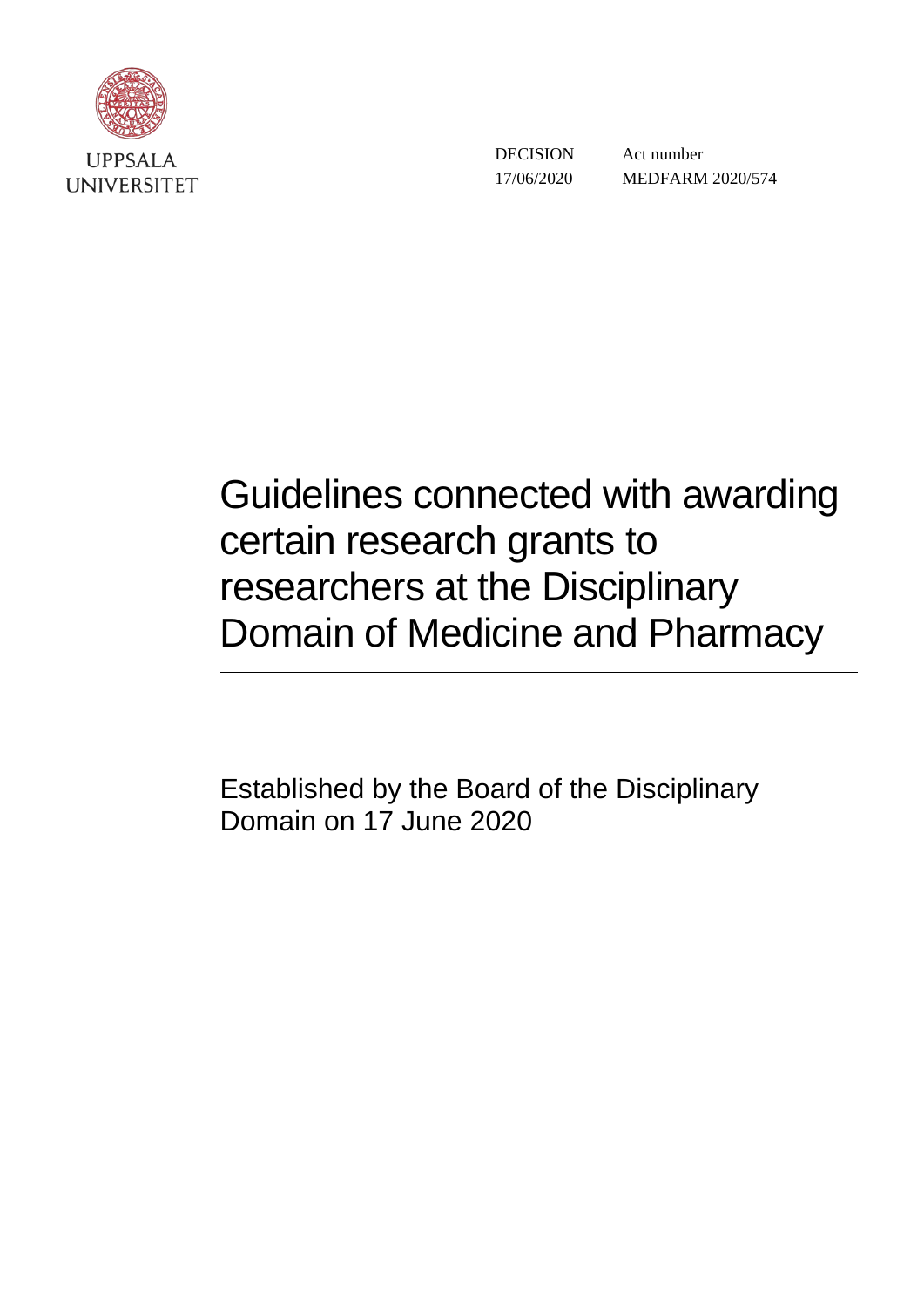UPPSALA UNIVERSITET

| DECISION | Act number |
|---|---|
| 17/06/2020 | MEDFARM 2020/574 |

# Guidelines connected with awarding certain research grants to researchers at the Disciplinary Domain of Medicine and Pharmacy

Established by the Board of the Disciplinary Domain on 17 June 2020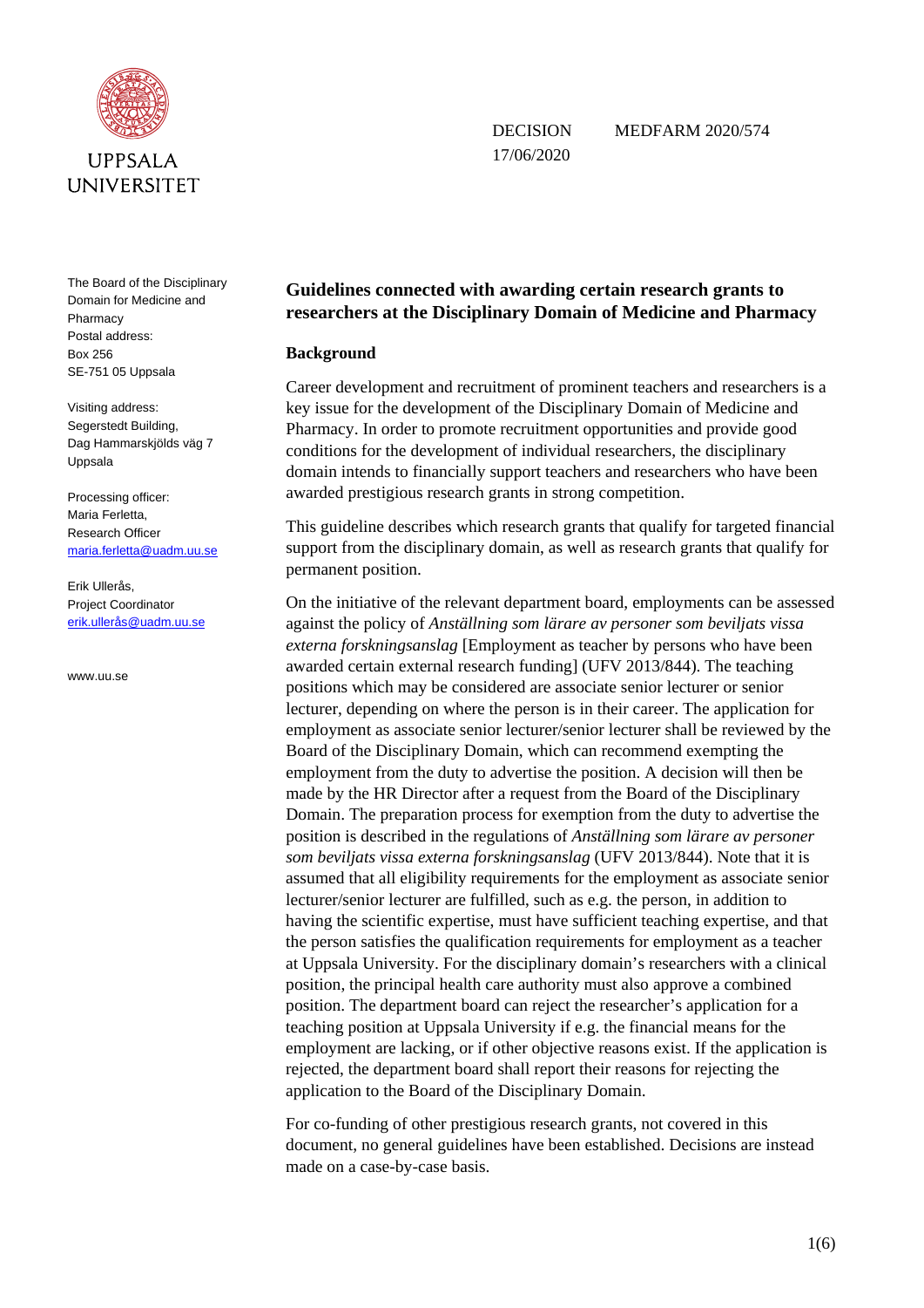UPPSALA UNIVERSITET

DECISION 17/06/2020

MEDFARM 2020/574

The Board of the Disciplinary Domain for Medicine and Pharmacy
Postal address:
Box 256
SE-751 05 Uppsala

Visiting address:
Segerstedt Building,
Dag Hammarskjölds väg 7
Uppsala

Processing officer:
Maria Ferletta,
Research Officer
maria.ferletta@uadm.uu.se

Erik Ullerås,
Project Coordinator
erik.ullerås@uadm.uu.se

www.uu.se

# Guidelines connected with awarding certain research grants to researchers at the Disciplinary Domain of Medicine and Pharmacy

## Background

Career development and recruitment of prominent teachers and researchers is a key issue for the development of the Disciplinary Domain of Medicine and Pharmacy. In order to promote recruitment opportunities and provide good conditions for the development of individual researchers, the disciplinary domain intends to financially support teachers and researchers who have been awarded prestigious research grants in strong competition.

This guideline describes which research grants that qualify for targeted financial support from the disciplinary domain, as well as research grants that qualify for permanent position.

On the initiative of the relevant department board, employments can be assessed against the policy of *Anställning som lärare av personer som beviljats vissa externa forskningsanslag* [Employment as teacher by persons who have been awarded certain external research funding] (UFV 2013/844). The teaching positions which may be considered are associate senior lecturer or senior lecturer, depending on where the person is in their career. The application for employment as associate senior lecturer/senior lecturer shall be reviewed by the Board of the Disciplinary Domain, which can recommend exempting the employment from the duty to advertise the position. A decision will then be made by the HR Director after a request from the Board of the Disciplinary Domain. The preparation process for exemption from the duty to advertise the position is described in the regulations of *Anställning som lärare av personer som beviljats vissa externa forskningsanslag* (UFV 2013/844). Note that it is assumed that all eligibility requirements for the employment as associate senior lecturer/senior lecturer are fulfilled, such as e.g. the person, in addition to having the scientific expertise, must have sufficient teaching expertise, and that the person satisfies the qualification requirements for employment as a teacher at Uppsala University. For the disciplinary domain's researchers with a clinical position, the principal health care authority must also approve a combined position. The department board can reject the researcher's application for a teaching position at Uppsala University if e.g. the financial means for the employment are lacking, or if other objective reasons exist. If the application is rejected, the department board shall report their reasons for rejecting the application to the Board of the Disciplinary Domain.

For co-funding of other prestigious research grants, not covered in this document, no general guidelines have been established. Decisions are instead made on a case-by-case basis.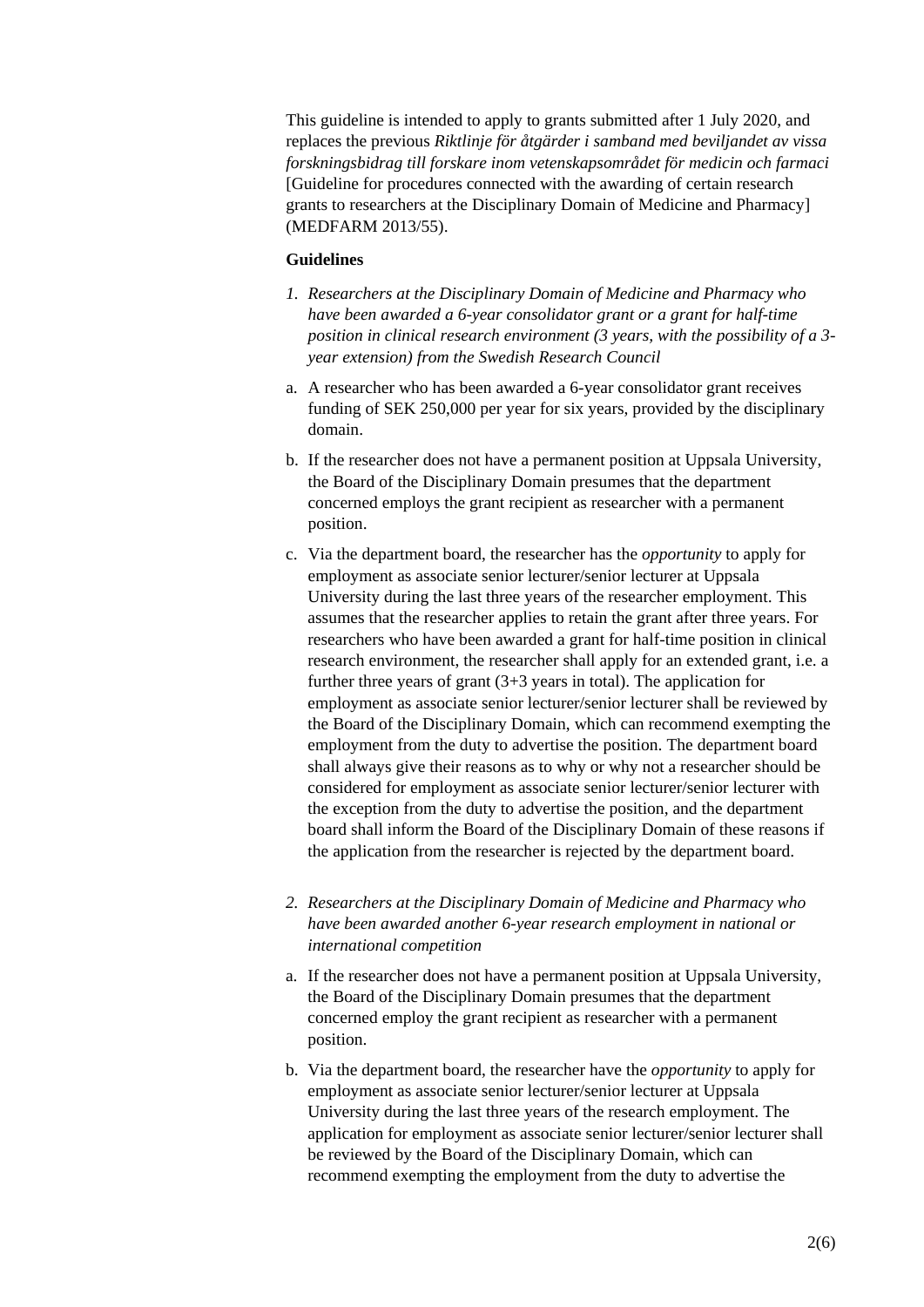This guideline is intended to apply to grants submitted after 1 July 2020, and replaces the previous *Riktlinje för åtgärder i samband med beviljandet av vissa forskningsbidrag till forskare inom vetenskapsområdet för medicin och farmaci* [Guideline for procedures connected with the awarding of certain research grants to researchers at the Disciplinary Domain of Medicine and Pharmacy] (MEDFARM 2013/55).

**Guidelines**

*1. Researchers at the Disciplinary Domain of Medicine and Pharmacy who have been awarded a 6-year consolidator grant or a grant for half-time position in clinical research environment (3 years, with the possibility of a 3-year extension) from the Swedish Research Council*

a. A researcher who has been awarded a 6-year consolidator grant receives funding of SEK 250,000 per year for six years, provided by the disciplinary domain.

b. If the researcher does not have a permanent position at Uppsala University, the Board of the Disciplinary Domain presumes that the department concerned employs the grant recipient as researcher with a permanent position.

c. Via the department board, the researcher has the *opportunity* to apply for employment as associate senior lecturer/senior lecturer at Uppsala University during the last three years of the researcher employment. This assumes that the researcher applies to retain the grant after three years. For researchers who have been awarded a grant for half-time position in clinical research environment, the researcher shall apply for an extended grant, i.e. a further three years of grant (3+3 years in total). The application for employment as associate senior lecturer/senior lecturer shall be reviewed by the Board of the Disciplinary Domain, which can recommend exempting the employment from the duty to advertise the position. The department board shall always give their reasons as to why or why not a researcher should be considered for employment as associate senior lecturer/senior lecturer with the exception from the duty to advertise the position, and the department board shall inform the Board of the Disciplinary Domain of these reasons if the application from the researcher is rejected by the department board.

*2. Researchers at the Disciplinary Domain of Medicine and Pharmacy who have been awarded another 6-year research employment in national or international competition*

a. If the researcher does not have a permanent position at Uppsala University, the Board of the Disciplinary Domain presumes that the department concerned employ the grant recipient as researcher with a permanent position.

b. Via the department board, the researcher have the *opportunity* to apply for employment as associate senior lecturer/senior lecturer at Uppsala University during the last three years of the research employment. The application for employment as associate senior lecturer/senior lecturer shall be reviewed by the Board of the Disciplinary Domain, which can recommend exempting the employment from the duty to advertise the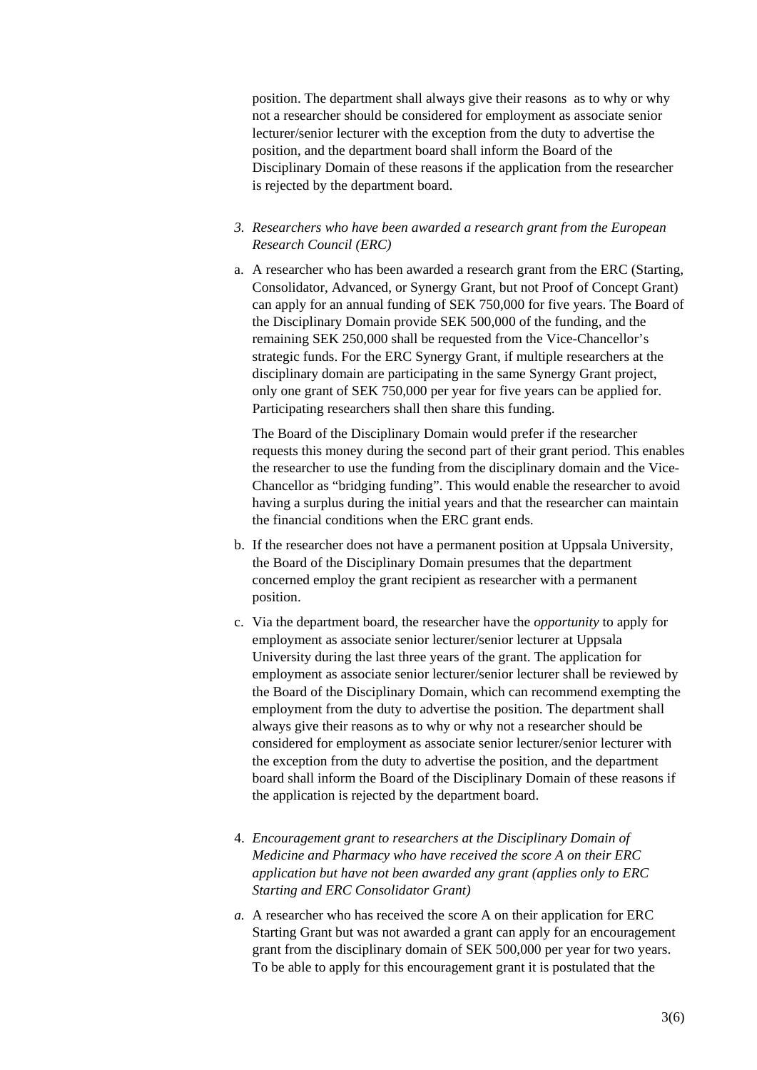position. The department shall always give their reasons  as to why or why not a researcher should be considered for employment as associate senior lecturer/senior lecturer with the exception from the duty to advertise the position, and the department board shall inform the Board of the Disciplinary Domain of these reasons if the application from the researcher is rejected by the department board.

3. *Researchers who have been awarded a research grant from the European Research Council (ERC)*

a. A researcher who has been awarded a research grant from the ERC (Starting, Consolidator, Advanced, or Synergy Grant, but not Proof of Concept Grant) can apply for an annual funding of SEK 750,000 for five years. The Board of the Disciplinary Domain provide SEK 500,000 of the funding, and the remaining SEK 250,000 shall be requested from the Vice-Chancellor's strategic funds. For the ERC Synergy Grant, if multiple researchers at the disciplinary domain are participating in the same Synergy Grant project, only one grant of SEK 750,000 per year for five years can be applied for. Participating researchers shall then share this funding.

   The Board of the Disciplinary Domain would prefer if the researcher requests this money during the second part of their grant period. This enables the researcher to use the funding from the disciplinary domain and the Vice-Chancellor as "bridging funding". This would enable the researcher to avoid having a surplus during the initial years and that the researcher can maintain the financial conditions when the ERC grant ends.

b. If the researcher does not have a permanent position at Uppsala University, the Board of the Disciplinary Domain presumes that the department concerned employ the grant recipient as researcher with a permanent position.

c. Via the department board, the researcher have the *opportunity* to apply for employment as associate senior lecturer/senior lecturer at Uppsala University during the last three years of the grant. The application for employment as associate senior lecturer/senior lecturer shall be reviewed by the Board of the Disciplinary Domain, which can recommend exempting the employment from the duty to advertise the position. The department shall always give their reasons as to why or why not a researcher should be considered for employment as associate senior lecturer/senior lecturer with the exception from the duty to advertise the position, and the department board shall inform the Board of the Disciplinary Domain of these reasons if the application is rejected by the department board.

4. *Encouragement grant to researchers at the Disciplinary Domain of Medicine and Pharmacy who have received the score A on their ERC application but have not been awarded any grant (applies only to ERC Starting and ERC Consolidator Grant)*

*a.* A researcher who has received the score A on their application for ERC Starting Grant but was not awarded a grant can apply for an encouragement grant from the disciplinary domain of SEK 500,000 per year for two years. To be able to apply for this encouragement grant it is postulated that the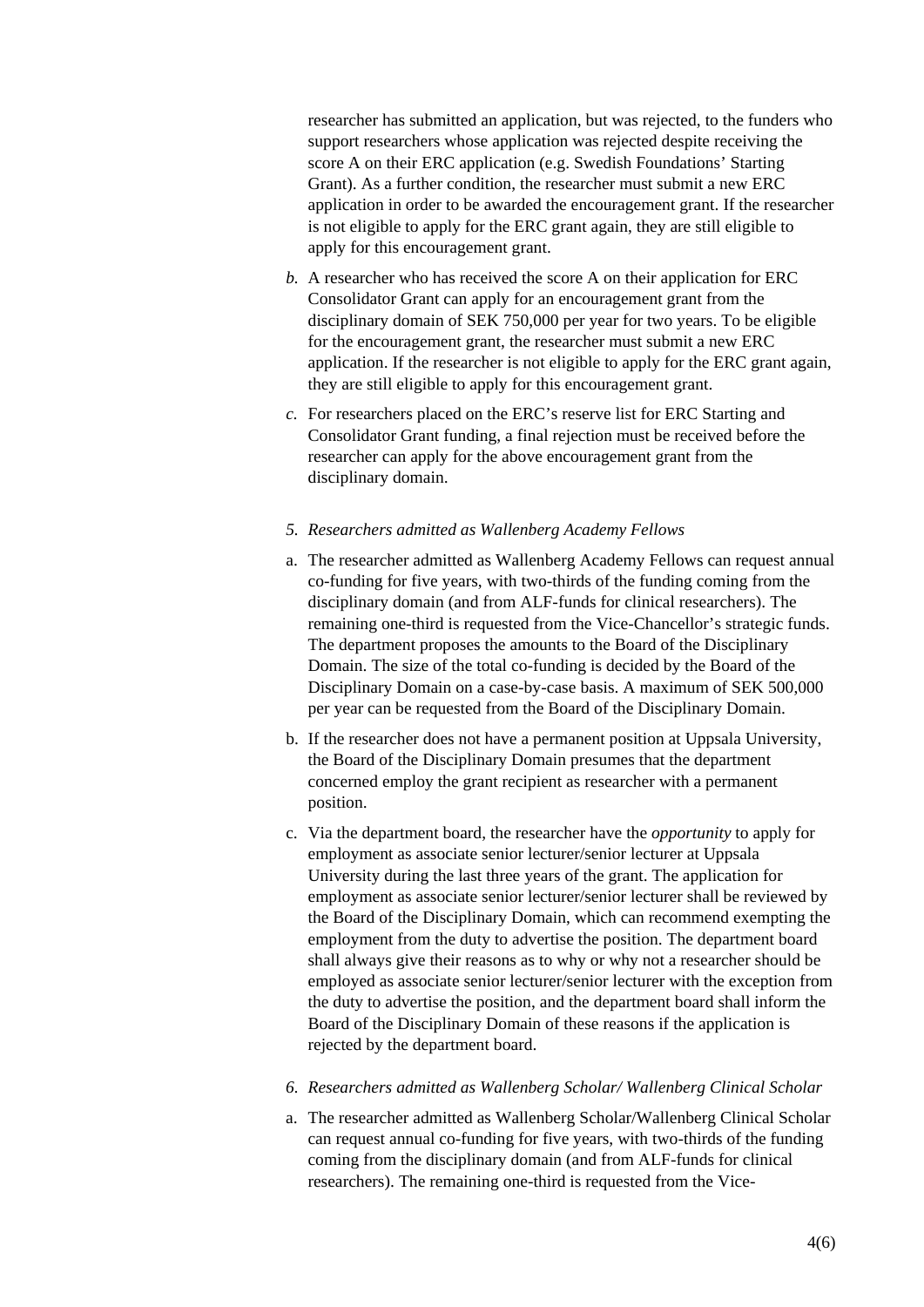researcher has submitted an application, but was rejected, to the funders who support researchers whose application was rejected despite receiving the score A on their ERC application (e.g. Swedish Foundations' Starting Grant). As a further condition, the researcher must submit a new ERC application in order to be awarded the encouragement grant. If the researcher is not eligible to apply for the ERC grant again, they are still eligible to apply for this encouragement grant.

*b.* A researcher who has received the score A on their application for ERC Consolidator Grant can apply for an encouragement grant from the disciplinary domain of SEK 750,000 per year for two years. To be eligible for the encouragement grant, the researcher must submit a new ERC application. If the researcher is not eligible to apply for the ERC grant again, they are still eligible to apply for this encouragement grant.

*c.* For researchers placed on the ERC's reserve list for ERC Starting and Consolidator Grant funding, a final rejection must be received before the researcher can apply for the above encouragement grant from the disciplinary domain.

*5. Researchers admitted as Wallenberg Academy Fellows*

a. The researcher admitted as Wallenberg Academy Fellows can request annual co-funding for five years, with two-thirds of the funding coming from the disciplinary domain (and from ALF-funds for clinical researchers). The remaining one-third is requested from the Vice-Chancellor's strategic funds. The department proposes the amounts to the Board of the Disciplinary Domain. The size of the total co-funding is decided by the Board of the Disciplinary Domain on a case-by-case basis. A maximum of SEK 500,000 per year can be requested from the Board of the Disciplinary Domain.

b. If the researcher does not have a permanent position at Uppsala University, the Board of the Disciplinary Domain presumes that the department concerned employ the grant recipient as researcher with a permanent position.

c. Via the department board, the researcher have the *opportunity* to apply for employment as associate senior lecturer/senior lecturer at Uppsala University during the last three years of the grant. The application for employment as associate senior lecturer/senior lecturer shall be reviewed by the Board of the Disciplinary Domain, which can recommend exempting the employment from the duty to advertise the position. The department board shall always give their reasons as to why or why not a researcher should be employed as associate senior lecturer/senior lecturer with the exception from the duty to advertise the position, and the department board shall inform the Board of the Disciplinary Domain of these reasons if the application is rejected by the department board.

*6. Researchers admitted as Wallenberg Scholar/ Wallenberg Clinical Scholar*

a. The researcher admitted as Wallenberg Scholar/Wallenberg Clinical Scholar can request annual co-funding for five years, with two-thirds of the funding coming from the disciplinary domain (and from ALF-funds for clinical researchers). The remaining one-third is requested from the Vice-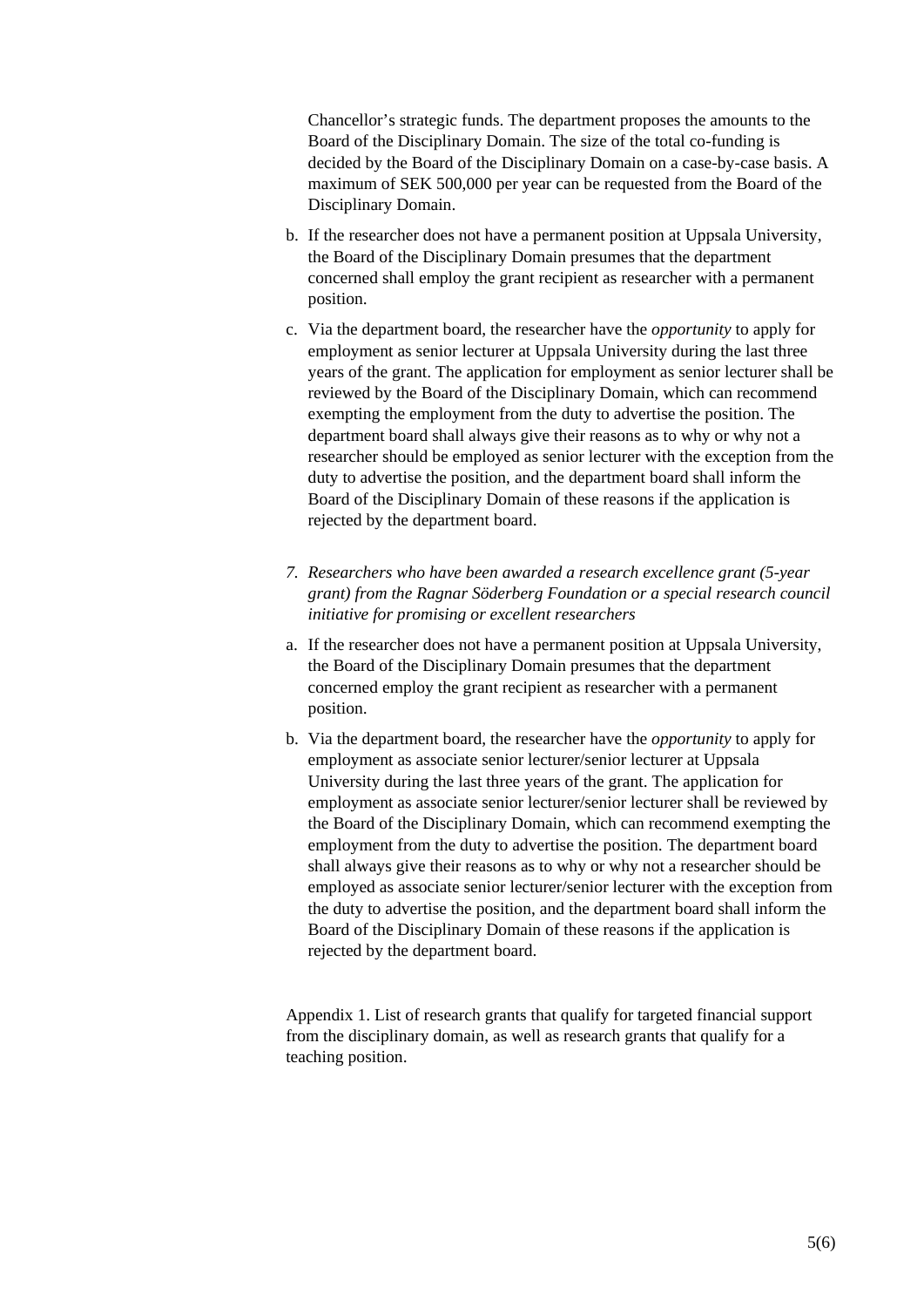Chancellor's strategic funds. The department proposes the amounts to the Board of the Disciplinary Domain. The size of the total co-funding is decided by the Board of the Disciplinary Domain on a case-by-case basis. A maximum of SEK 500,000 per year can be requested from the Board of the Disciplinary Domain.

b. If the researcher does not have a permanent position at Uppsala University, the Board of the Disciplinary Domain presumes that the department concerned shall employ the grant recipient as researcher with a permanent position.

c. Via the department board, the researcher have the *opportunity* to apply for employment as senior lecturer at Uppsala University during the last three years of the grant. The application for employment as senior lecturer shall be reviewed by the Board of the Disciplinary Domain, which can recommend exempting the employment from the duty to advertise the position. The department board shall always give their reasons as to why or why not a researcher should be employed as senior lecturer with the exception from the duty to advertise the position, and the department board shall inform the Board of the Disciplinary Domain of these reasons if the application is rejected by the department board.

*7. Researchers who have been awarded a research excellence grant (5-year grant) from the Ragnar Söderberg Foundation or a special research council initiative for promising or excellent researchers*

a. If the researcher does not have a permanent position at Uppsala University, the Board of the Disciplinary Domain presumes that the department concerned employ the grant recipient as researcher with a permanent position.

b. Via the department board, the researcher have the *opportunity* to apply for employment as associate senior lecturer/senior lecturer at Uppsala University during the last three years of the grant. The application for employment as associate senior lecturer/senior lecturer shall be reviewed by the Board of the Disciplinary Domain, which can recommend exempting the employment from the duty to advertise the position. The department board shall always give their reasons as to why or why not a researcher should be employed as associate senior lecturer/senior lecturer with the exception from the duty to advertise the position, and the department board shall inform the Board of the Disciplinary Domain of these reasons if the application is rejected by the department board.

Appendix 1. List of research grants that qualify for targeted financial support from the disciplinary domain, as well as research grants that qualify for a teaching position.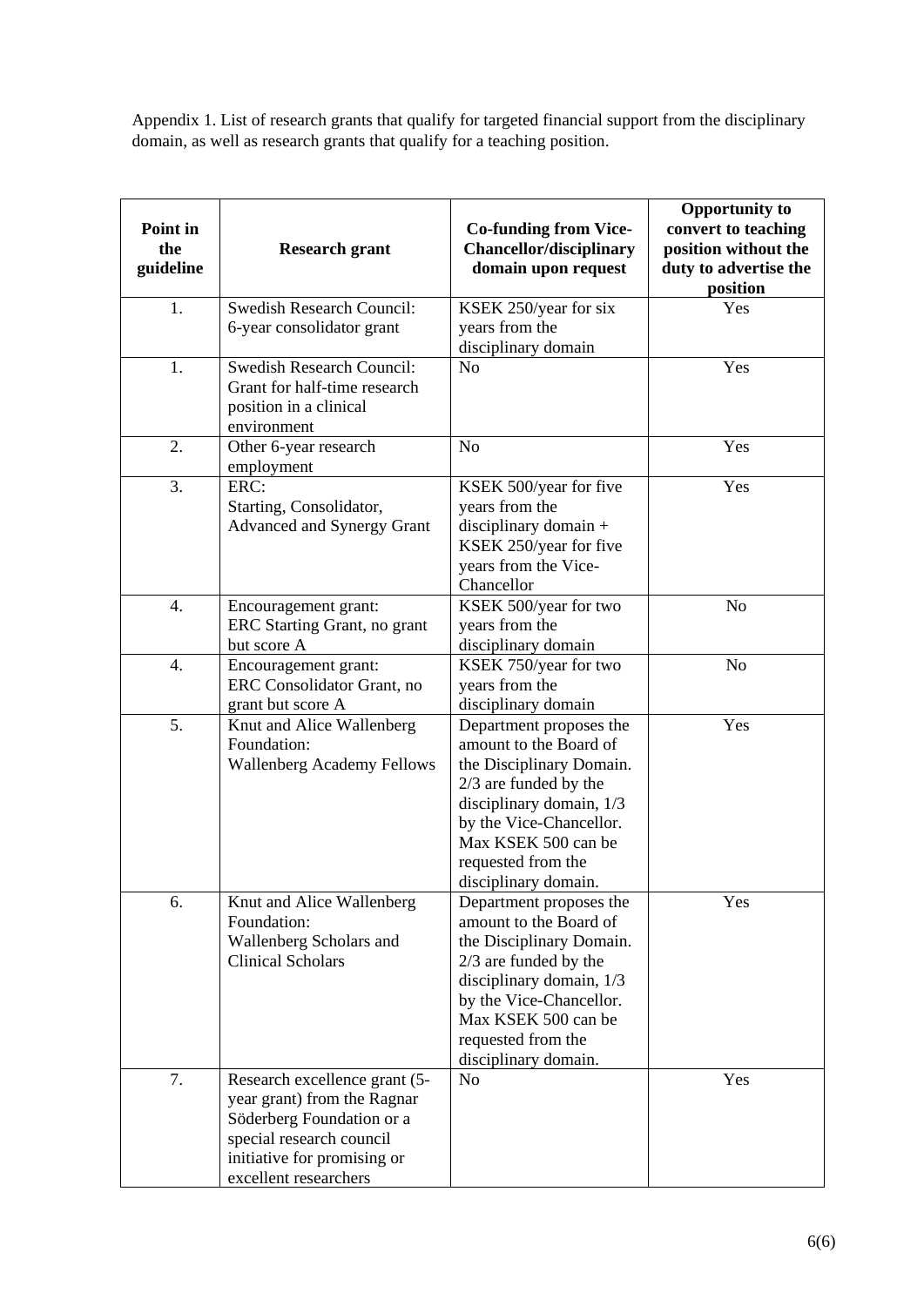Appendix 1. List of research grants that qualify for targeted financial support from the disciplinary domain, as well as research grants that qualify for a teaching position.

| Point in the guideline | Research grant | Co-funding from Vice-Chancellor/disciplinary domain upon request | Opportunity to convert to teaching position without the duty to advertise the position |
|---|---|---|---|
| 1. | Swedish Research Council: 6-year consolidator grant | KSEK 250/year for six years from the disciplinary domain | Yes |
| 1. | Swedish Research Council: Grant for half-time research position in a clinical environment | No | Yes |
| 2. | Other 6-year research employment | No | Yes |
| 3. | ERC: Starting, Consolidator, Advanced and Synergy Grant | KSEK 500/year for five years from the disciplinary domain + KSEK 250/year for five years from the Vice-Chancellor | Yes |
| 4. | Encouragement grant: ERC Starting Grant, no grant but score A | KSEK 500/year for two years from the disciplinary domain | No |
| 4. | Encouragement grant: ERC Consolidator Grant, no grant but score A | KSEK 750/year for two years from the disciplinary domain | No |
| 5. | Knut and Alice Wallenberg Foundation: Wallenberg Academy Fellows | Department proposes the amount to the Board of the Disciplinary Domain. 2/3 are funded by the disciplinary domain, 1/3 by the Vice-Chancellor. Max KSEK 500 can be requested from the disciplinary domain. | Yes |
| 6. | Knut and Alice Wallenberg Foundation: Wallenberg Scholars and Clinical Scholars | Department proposes the amount to the Board of the Disciplinary Domain. 2/3 are funded by the disciplinary domain, 1/3 by the Vice-Chancellor. Max KSEK 500 can be requested from the disciplinary domain. | Yes |
| 7. | Research excellence grant (5-year grant) from the Ragnar Söderberg Foundation or a special research council initiative for promising or excellent researchers | No | Yes |